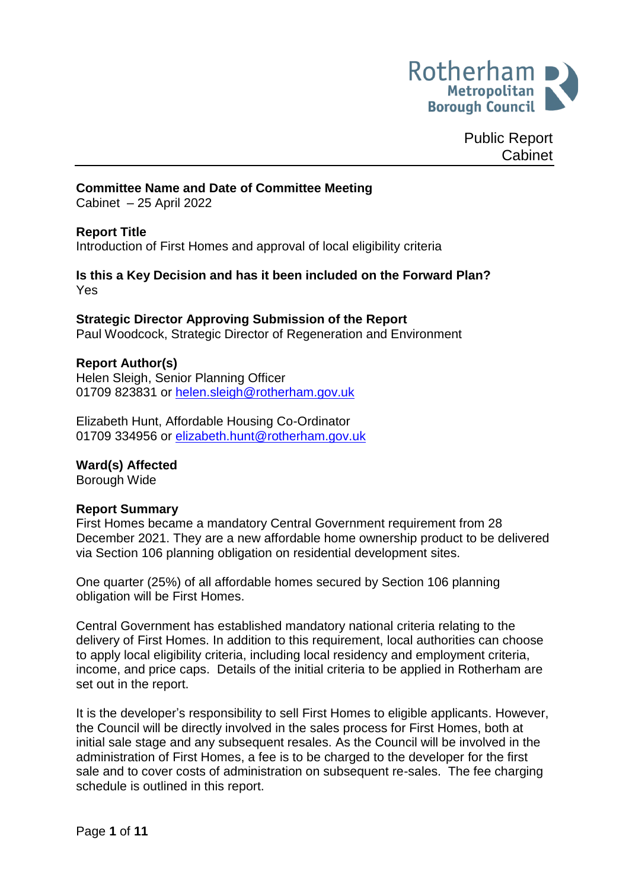Rotherham Metropolitan Borough Council

Public Report
Cabinet

**Committee Name and Date of Committee Meeting**
Cabinet – 25 April 2022

**Report Title**
Introduction of First Homes and approval of local eligibility criteria

**Is this a Key Decision and has it been included on the Forward Plan?**
Yes

**Strategic Director Approving Submission of the Report**
Paul Woodcock, Strategic Director of Regeneration and Environment

**Report Author(s)**
Helen Sleigh, Senior Planning Officer
01709 823831 or helen.sleigh@rotherham.gov.uk

Elizabeth Hunt, Affordable Housing Co-Ordinator
01709 334956 or elizabeth.hunt@rotherham.gov.uk

**Ward(s) Affected**
Borough Wide

**Report Summary**
First Homes became a mandatory Central Government requirement from 28 December 2021. They are a new affordable home ownership product to be delivered via Section 106 planning obligation on residential development sites.

One quarter (25%) of all affordable homes secured by Section 106 planning obligation will be First Homes.

Central Government has established mandatory national criteria relating to the delivery of First Homes. In addition to this requirement, local authorities can choose to apply local eligibility criteria, including local residency and employment criteria, income, and price caps. Details of the initial criteria to be applied in Rotherham are set out in the report.

It is the developer's responsibility to sell First Homes to eligible applicants. However, the Council will be directly involved in the sales process for First Homes, both at initial sale stage and any subsequent resales. As the Council will be involved in the administration of First Homes, a fee is to be charged to the developer for the first sale and to cover costs of administration on subsequent re-sales. The fee charging schedule is outlined in this report.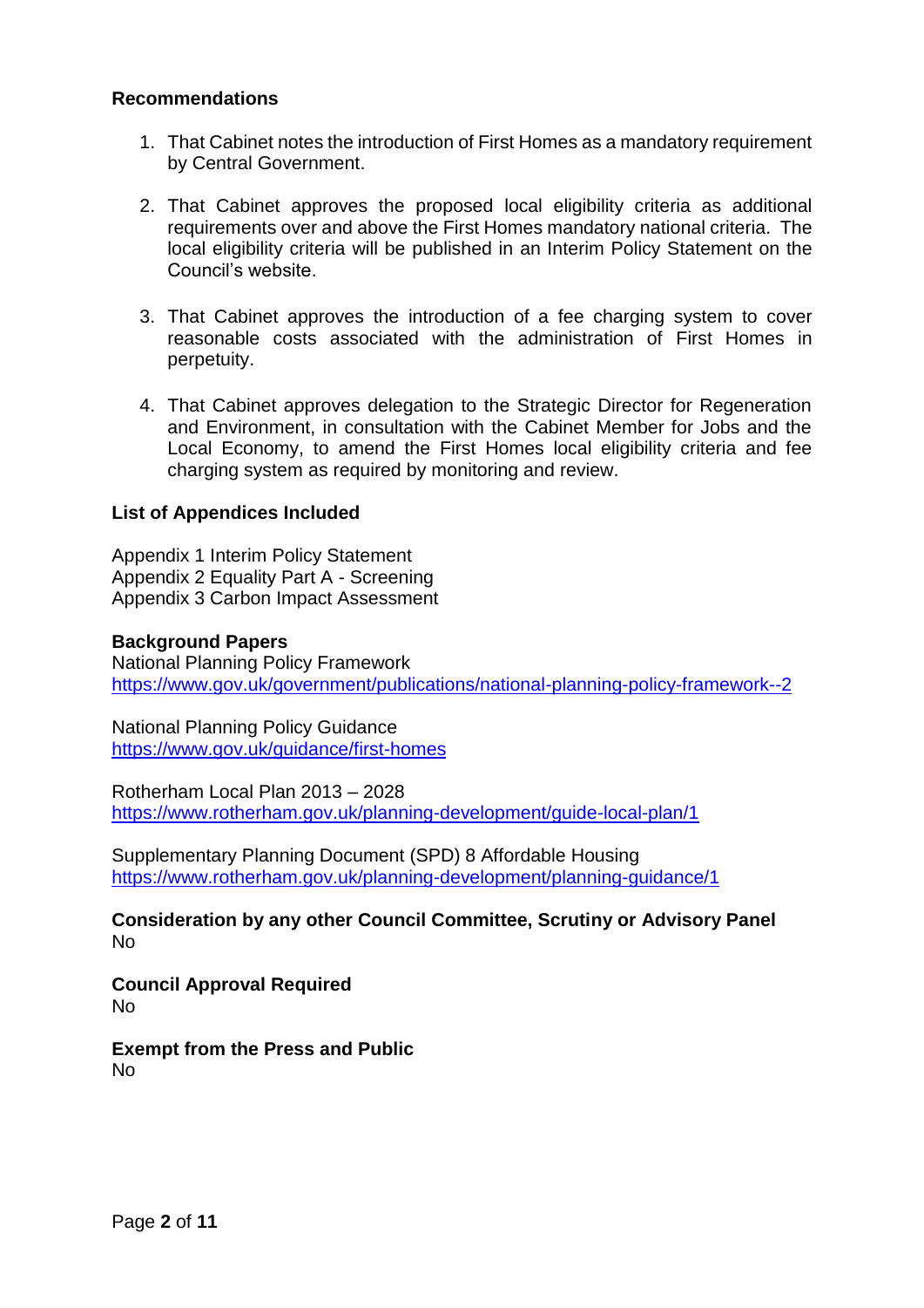**Recommendations**

1. That Cabinet notes the introduction of First Homes as a mandatory requirement by Central Government.

2. That Cabinet approves the proposed local eligibility criteria as additional requirements over and above the First Homes mandatory national criteria. The local eligibility criteria will be published in an Interim Policy Statement on the Council's website.

3. That Cabinet approves the introduction of a fee charging system to cover reasonable costs associated with the administration of First Homes in perpetuity.

4. That Cabinet approves delegation to the Strategic Director for Regeneration and Environment, in consultation with the Cabinet Member for Jobs and the Local Economy, to amend the First Homes local eligibility criteria and fee charging system as required by monitoring and review.

**List of Appendices Included**

Appendix 1 Interim Policy Statement
Appendix 2 Equality Part A - Screening
Appendix 3 Carbon Impact Assessment

**Background Papers**
National Planning Policy Framework
https://www.gov.uk/government/publications/national-planning-policy-framework--2

National Planning Policy Guidance
https://www.gov.uk/guidance/first-homes

Rotherham Local Plan 2013 – 2028
https://www.rotherham.gov.uk/planning-development/guide-local-plan/1

Supplementary Planning Document (SPD) 8 Affordable Housing
https://www.rotherham.gov.uk/planning-development/planning-guidance/1

**Consideration by any other Council Committee, Scrutiny or Advisory Panel**
No

**Council Approval Required**
No

**Exempt from the Press and Public**
No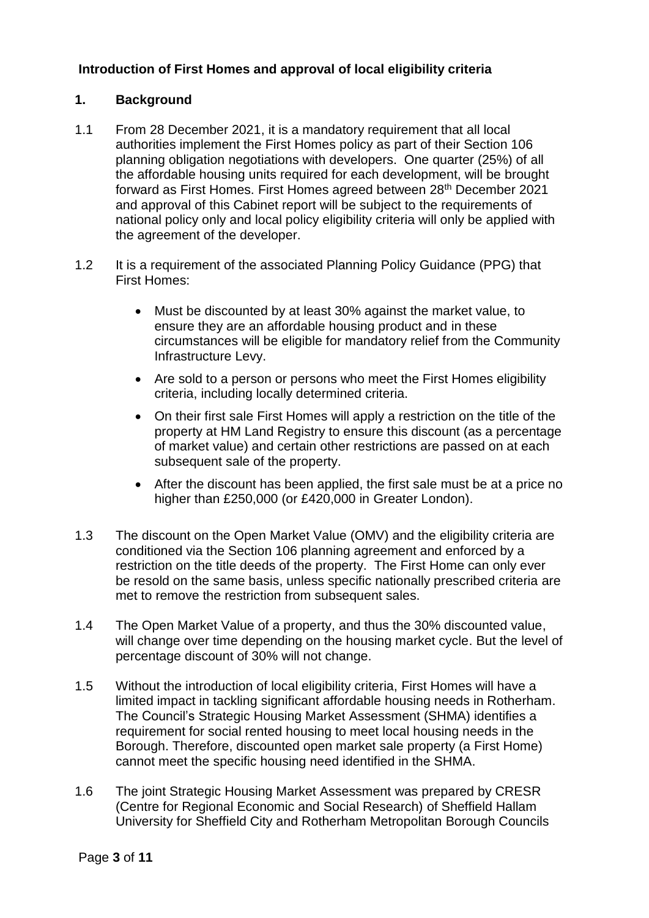**Introduction of First Homes and approval of local eligibility criteria**

## 1. Background

1.1 From 28 December 2021, it is a mandatory requirement that all local authorities implement the First Homes policy as part of their Section 106 planning obligation negotiations with developers. One quarter (25%) of all the affordable housing units required for each development, will be brought forward as First Homes. First Homes agreed between 28th December 2021 and approval of this Cabinet report will be subject to the requirements of national policy only and local policy eligibility criteria will only be applied with the agreement of the developer.

1.2 It is a requirement of the associated Planning Policy Guidance (PPG) that First Homes:

- Must be discounted by at least 30% against the market value, to ensure they are an affordable housing product and in these circumstances will be eligible for mandatory relief from the Community Infrastructure Levy.
- Are sold to a person or persons who meet the First Homes eligibility criteria, including locally determined criteria.
- On their first sale First Homes will apply a restriction on the title of the property at HM Land Registry to ensure this discount (as a percentage of market value) and certain other restrictions are passed on at each subsequent sale of the property.
- After the discount has been applied, the first sale must be at a price no higher than £250,000 (or £420,000 in Greater London).

1.3 The discount on the Open Market Value (OMV) and the eligibility criteria are conditioned via the Section 106 planning agreement and enforced by a restriction on the title deeds of the property. The First Home can only ever be resold on the same basis, unless specific nationally prescribed criteria are met to remove the restriction from subsequent sales.

1.4 The Open Market Value of a property, and thus the 30% discounted value, will change over time depending on the housing market cycle. But the level of percentage discount of 30% will not change.

1.5 Without the introduction of local eligibility criteria, First Homes will have a limited impact in tackling significant affordable housing needs in Rotherham. The Council's Strategic Housing Market Assessment (SHMA) identifies a requirement for social rented housing to meet local housing needs in the Borough. Therefore, discounted open market sale property (a First Home) cannot meet the specific housing need identified in the SHMA.

1.6 The joint Strategic Housing Market Assessment was prepared by CRESR (Centre for Regional Economic and Social Research) of Sheffield Hallam University for Sheffield City and Rotherham Metropolitan Borough Councils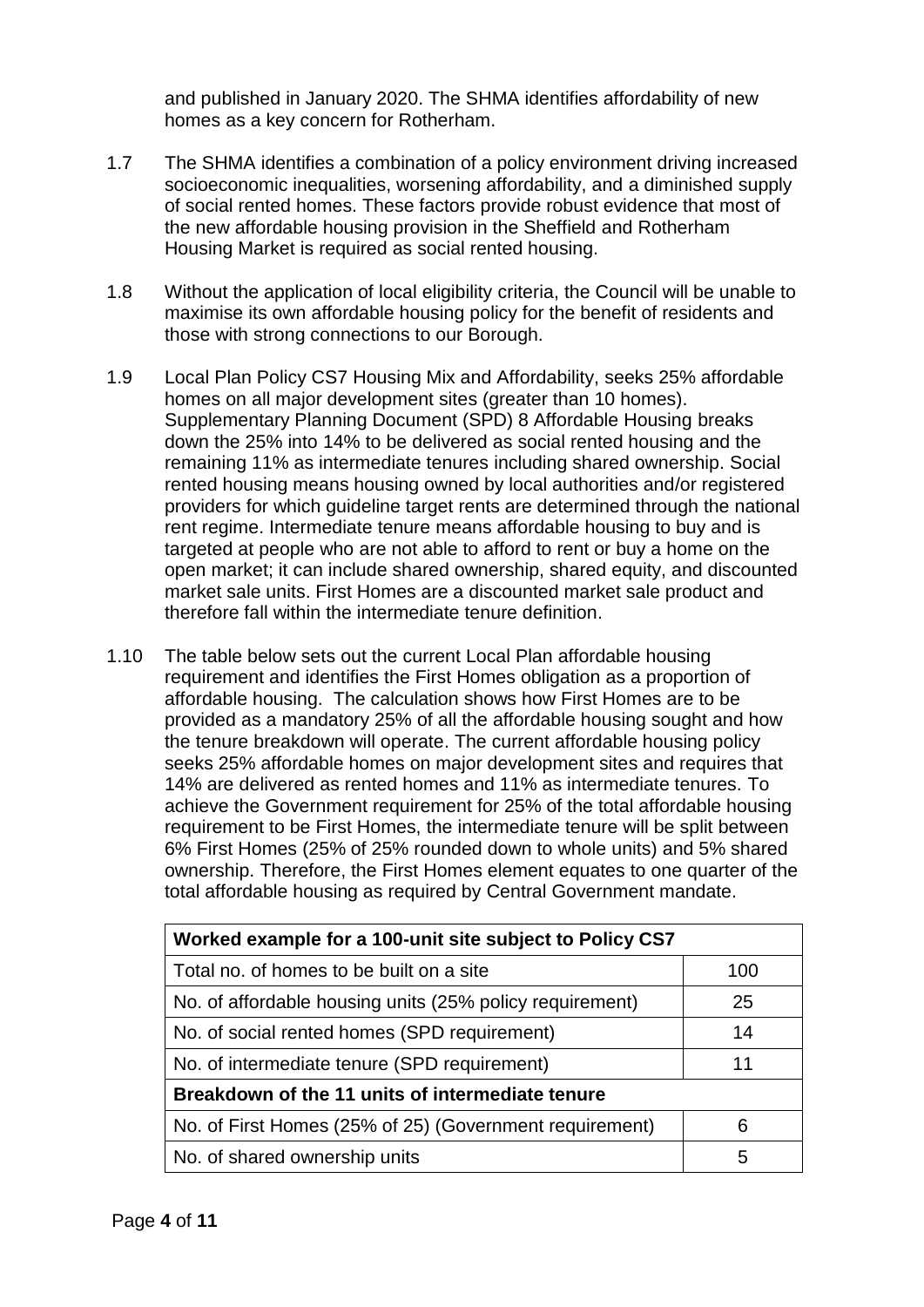and published in January 2020. The SHMA identifies affordability of new homes as a key concern for Rotherham.

1.7 The SHMA identifies a combination of a policy environment driving increased socioeconomic inequalities, worsening affordability, and a diminished supply of social rented homes. These factors provide robust evidence that most of the new affordable housing provision in the Sheffield and Rotherham Housing Market is required as social rented housing.

1.8 Without the application of local eligibility criteria, the Council will be unable to maximise its own affordable housing policy for the benefit of residents and those with strong connections to our Borough.

1.9 Local Plan Policy CS7 Housing Mix and Affordability, seeks 25% affordable homes on all major development sites (greater than 10 homes). Supplementary Planning Document (SPD) 8 Affordable Housing breaks down the 25% into 14% to be delivered as social rented housing and the remaining 11% as intermediate tenures including shared ownership. Social rented housing means housing owned by local authorities and/or registered providers for which guideline target rents are determined through the national rent regime. Intermediate tenure means affordable housing to buy and is targeted at people who are not able to afford to rent or buy a home on the open market; it can include shared ownership, shared equity, and discounted market sale units. First Homes are a discounted market sale product and therefore fall within the intermediate tenure definition.

1.10 The table below sets out the current Local Plan affordable housing requirement and identifies the First Homes obligation as a proportion of affordable housing. The calculation shows how First Homes are to be provided as a mandatory 25% of all the affordable housing sought and how the tenure breakdown will operate. The current affordable housing policy seeks 25% affordable homes on major development sites and requires that 14% are delivered as rented homes and 11% as intermediate tenures. To achieve the Government requirement for 25% of the total affordable housing requirement to be First Homes, the intermediate tenure will be split between 6% First Homes (25% of 25% rounded down to whole units) and 5% shared ownership. Therefore, the First Homes element equates to one quarter of the total affordable housing as required by Central Government mandate.

| **Worked example for a 100-unit site subject to Policy CS7** | |
|---|---|
| Total no. of homes to be built on a site | 100 |
| No. of affordable housing units (25% policy requirement) | 25 |
| No. of social rented homes (SPD requirement) | 14 |
| No. of intermediate tenure (SPD requirement) | 11 |
| **Breakdown of the 11 units of intermediate tenure** | |
| No. of First Homes (25% of 25) (Government requirement) | 6 |
| No. of shared ownership units | 5 |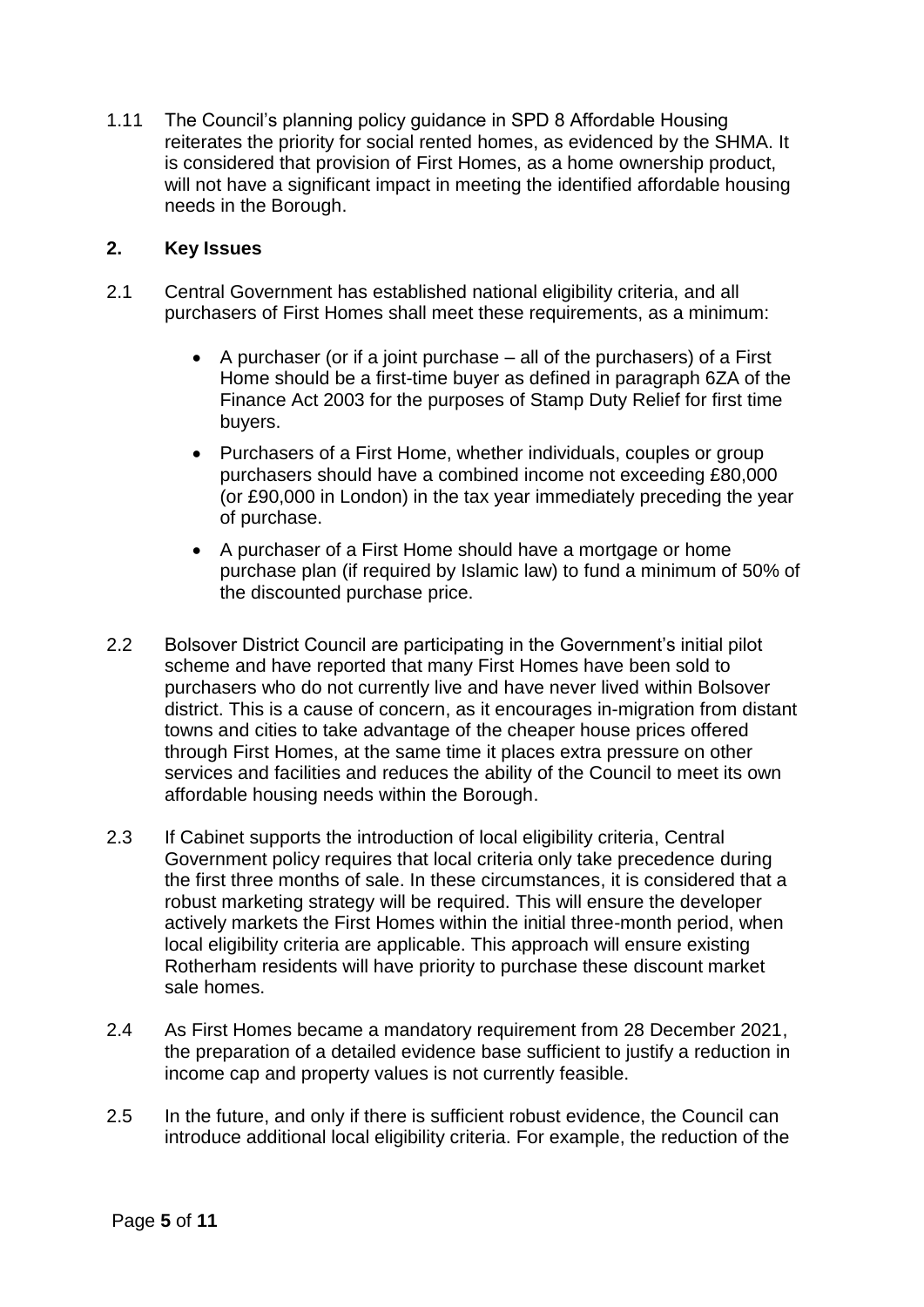1.11 The Council's planning policy guidance in SPD 8 Affordable Housing reiterates the priority for social rented homes, as evidenced by the SHMA. It is considered that provision of First Homes, as a home ownership product, will not have a significant impact in meeting the identified affordable housing needs in the Borough.

## 2. Key Issues

2.1 Central Government has established national eligibility criteria, and all purchasers of First Homes shall meet these requirements, as a minimum:

- A purchaser (or if a joint purchase – all of the purchasers) of a First Home should be a first-time buyer as defined in paragraph 6ZA of the Finance Act 2003 for the purposes of Stamp Duty Relief for first time buyers.
- Purchasers of a First Home, whether individuals, couples or group purchasers should have a combined income not exceeding £80,000 (or £90,000 in London) in the tax year immediately preceding the year of purchase.
- A purchaser of a First Home should have a mortgage or home purchase plan (if required by Islamic law) to fund a minimum of 50% of the discounted purchase price.

2.2 Bolsover District Council are participating in the Government's initial pilot scheme and have reported that many First Homes have been sold to purchasers who do not currently live and have never lived within Bolsover district. This is a cause of concern, as it encourages in-migration from distant towns and cities to take advantage of the cheaper house prices offered through First Homes, at the same time it places extra pressure on other services and facilities and reduces the ability of the Council to meet its own affordable housing needs within the Borough.

2.3 If Cabinet supports the introduction of local eligibility criteria, Central Government policy requires that local criteria only take precedence during the first three months of sale. In these circumstances, it is considered that a robust marketing strategy will be required. This will ensure the developer actively markets the First Homes within the initial three-month period, when local eligibility criteria are applicable. This approach will ensure existing Rotherham residents will have priority to purchase these discount market sale homes.

2.4 As First Homes became a mandatory requirement from 28 December 2021, the preparation of a detailed evidence base sufficient to justify a reduction in income cap and property values is not currently feasible.

2.5 In the future, and only if there is sufficient robust evidence, the Council can introduce additional local eligibility criteria. For example, the reduction of the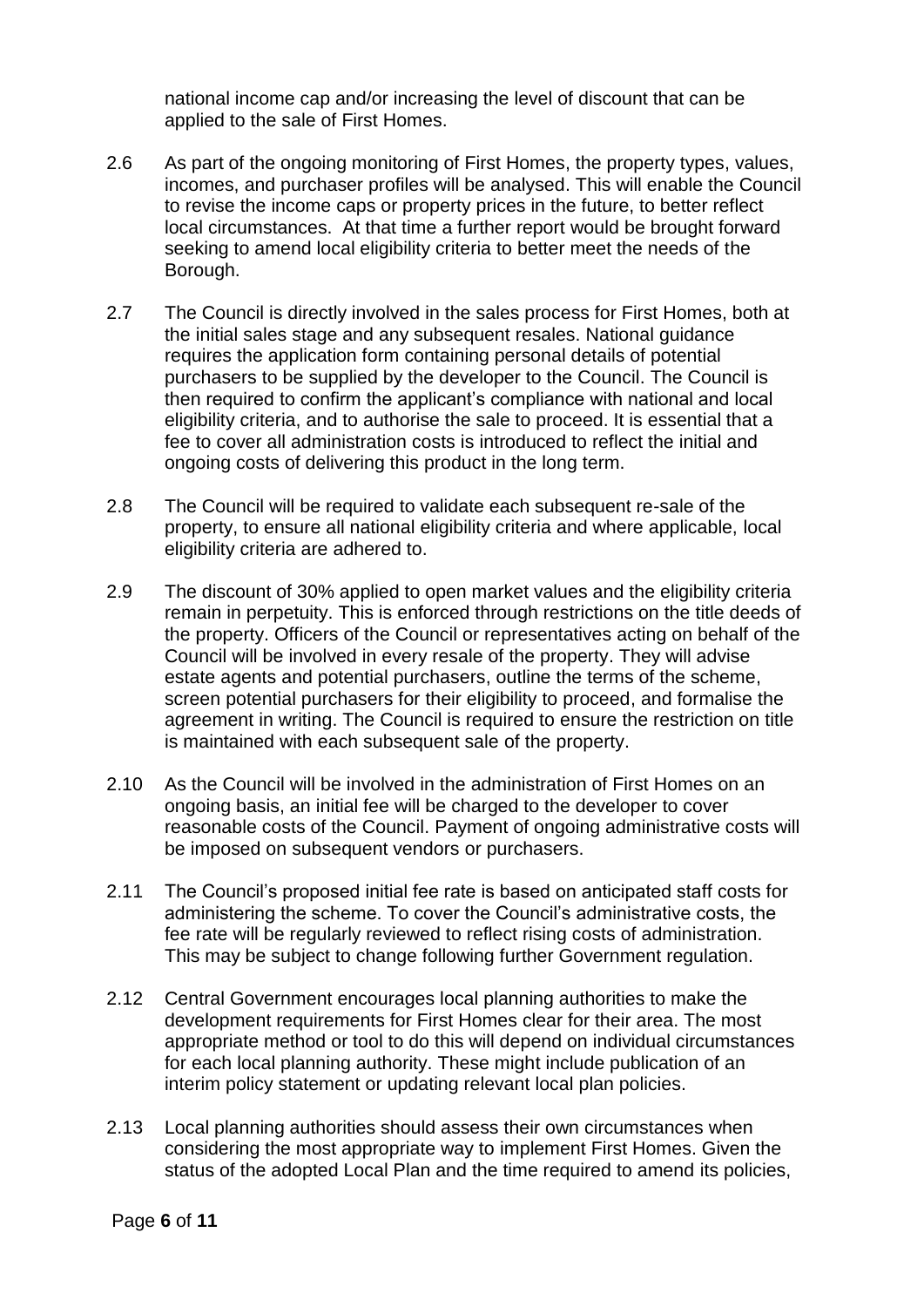national income cap and/or increasing the level of discount that can be applied to the sale of First Homes.

2.6 As part of the ongoing monitoring of First Homes, the property types, values, incomes, and purchaser profiles will be analysed. This will enable the Council to revise the income caps or property prices in the future, to better reflect local circumstances. At that time a further report would be brought forward seeking to amend local eligibility criteria to better meet the needs of the Borough.

2.7 The Council is directly involved in the sales process for First Homes, both at the initial sales stage and any subsequent resales. National guidance requires the application form containing personal details of potential purchasers to be supplied by the developer to the Council. The Council is then required to confirm the applicant's compliance with national and local eligibility criteria, and to authorise the sale to proceed. It is essential that a fee to cover all administration costs is introduced to reflect the initial and ongoing costs of delivering this product in the long term.

2.8 The Council will be required to validate each subsequent re-sale of the property, to ensure all national eligibility criteria and where applicable, local eligibility criteria are adhered to.

2.9 The discount of 30% applied to open market values and the eligibility criteria remain in perpetuity. This is enforced through restrictions on the title deeds of the property. Officers of the Council or representatives acting on behalf of the Council will be involved in every resale of the property. They will advise estate agents and potential purchasers, outline the terms of the scheme, screen potential purchasers for their eligibility to proceed, and formalise the agreement in writing. The Council is required to ensure the restriction on title is maintained with each subsequent sale of the property.

2.10 As the Council will be involved in the administration of First Homes on an ongoing basis, an initial fee will be charged to the developer to cover reasonable costs of the Council. Payment of ongoing administrative costs will be imposed on subsequent vendors or purchasers.

2.11 The Council's proposed initial fee rate is based on anticipated staff costs for administering the scheme. To cover the Council's administrative costs, the fee rate will be regularly reviewed to reflect rising costs of administration. This may be subject to change following further Government regulation.

2.12 Central Government encourages local planning authorities to make the development requirements for First Homes clear for their area. The most appropriate method or tool to do this will depend on individual circumstances for each local planning authority. These might include publication of an interim policy statement or updating relevant local plan policies.

2.13 Local planning authorities should assess their own circumstances when considering the most appropriate way to implement First Homes. Given the status of the adopted Local Plan and the time required to amend its policies,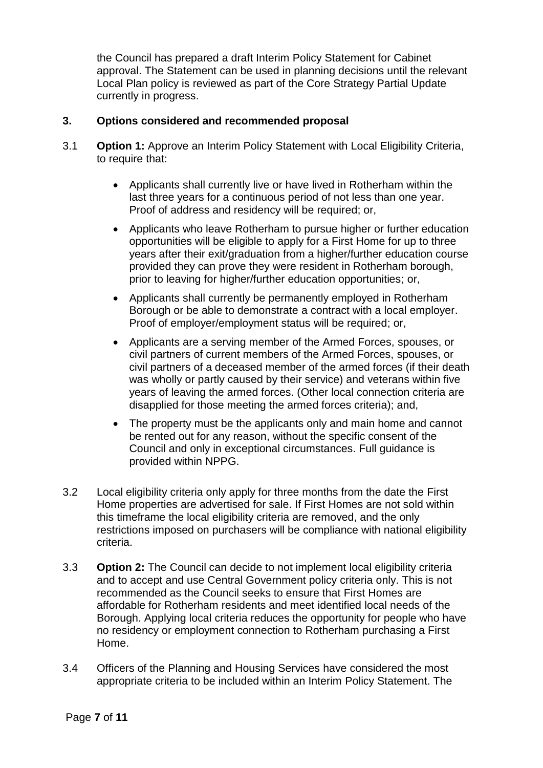the Council has prepared a draft Interim Policy Statement for Cabinet approval. The Statement can be used in planning decisions until the relevant Local Plan policy is reviewed as part of the Core Strategy Partial Update currently in progress.

## 3. Options considered and recommended proposal

3.1 **Option 1:** Approve an Interim Policy Statement with Local Eligibility Criteria, to require that:

- Applicants shall currently live or have lived in Rotherham within the last three years for a continuous period of not less than one year. Proof of address and residency will be required; or,
- Applicants who leave Rotherham to pursue higher or further education opportunities will be eligible to apply for a First Home for up to three years after their exit/graduation from a higher/further education course provided they can prove they were resident in Rotherham borough, prior to leaving for higher/further education opportunities; or,
- Applicants shall currently be permanently employed in Rotherham Borough or be able to demonstrate a contract with a local employer. Proof of employer/employment status will be required; or,
- Applicants are a serving member of the Armed Forces, spouses, or civil partners of current members of the Armed Forces, spouses, or civil partners of a deceased member of the armed forces (if their death was wholly or partly caused by their service) and veterans within five years of leaving the armed forces. (Other local connection criteria are disapplied for those meeting the armed forces criteria); and,
- The property must be the applicants only and main home and cannot be rented out for any reason, without the specific consent of the Council and only in exceptional circumstances. Full guidance is provided within NPPG.

3.2 Local eligibility criteria only apply for three months from the date the First Home properties are advertised for sale. If First Homes are not sold within this timeframe the local eligibility criteria are removed, and the only restrictions imposed on purchasers will be compliance with national eligibility criteria.

3.3 **Option 2:** The Council can decide to not implement local eligibility criteria and to accept and use Central Government policy criteria only. This is not recommended as the Council seeks to ensure that First Homes are affordable for Rotherham residents and meet identified local needs of the Borough. Applying local criteria reduces the opportunity for people who have no residency or employment connection to Rotherham purchasing a First Home.

3.4 Officers of the Planning and Housing Services have considered the most appropriate criteria to be included within an Interim Policy Statement. The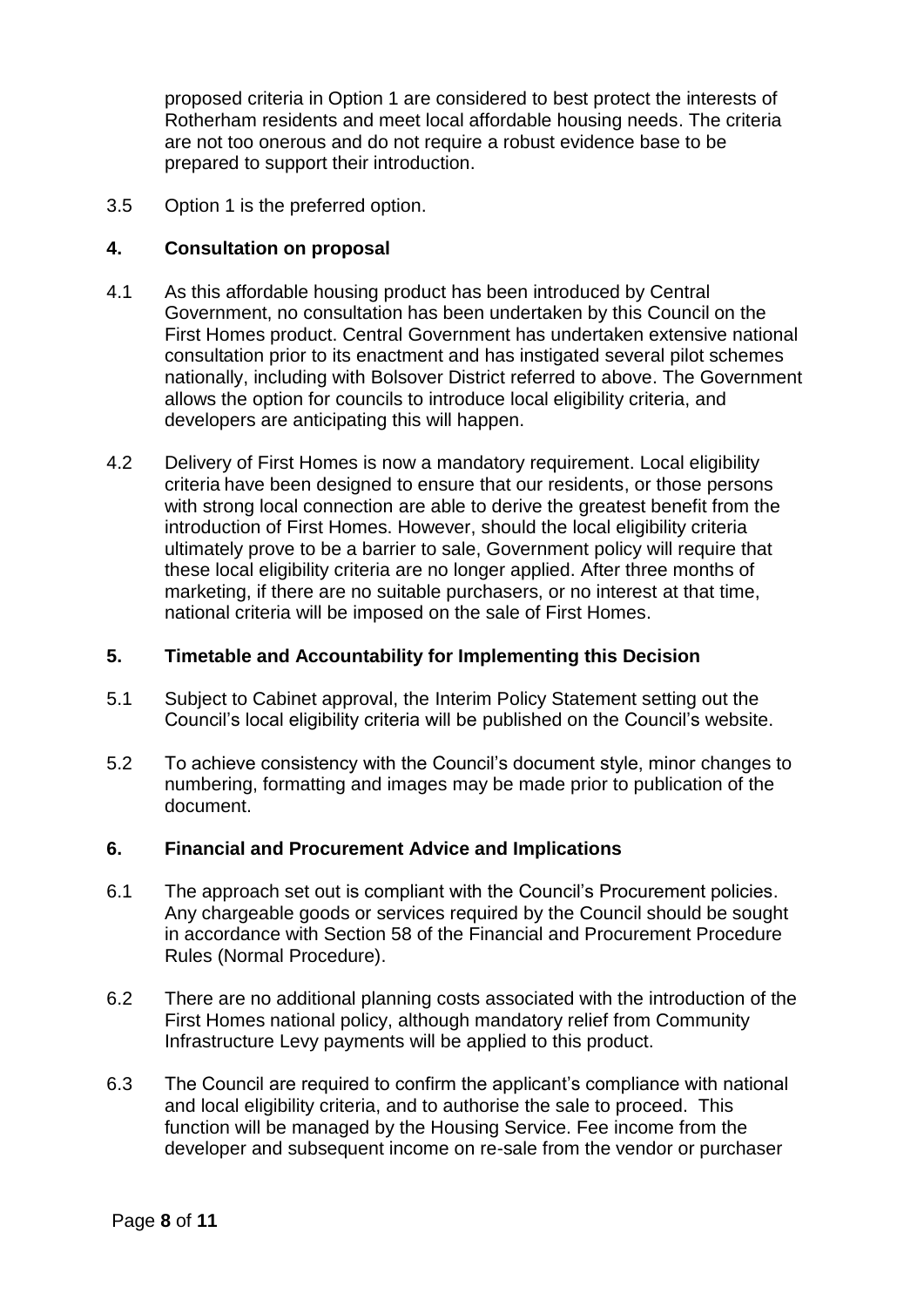proposed criteria in Option 1 are considered to best protect the interests of Rotherham residents and meet local affordable housing needs. The criteria are not too onerous and do not require a robust evidence base to be prepared to support their introduction.

3.5 Option 1 is the preferred option.

## 4. Consultation on proposal

4.1 As this affordable housing product has been introduced by Central Government, no consultation has been undertaken by this Council on the First Homes product. Central Government has undertaken extensive national consultation prior to its enactment and has instigated several pilot schemes nationally, including with Bolsover District referred to above. The Government allows the option for councils to introduce local eligibility criteria, and developers are anticipating this will happen.

4.2 Delivery of First Homes is now a mandatory requirement. Local eligibility criteria have been designed to ensure that our residents, or those persons with strong local connection are able to derive the greatest benefit from the introduction of First Homes. However, should the local eligibility criteria ultimately prove to be a barrier to sale, Government policy will require that these local eligibility criteria are no longer applied. After three months of marketing, if there are no suitable purchasers, or no interest at that time, national criteria will be imposed on the sale of First Homes.

## 5. Timetable and Accountability for Implementing this Decision

5.1 Subject to Cabinet approval, the Interim Policy Statement setting out the Council's local eligibility criteria will be published on the Council's website.

5.2 To achieve consistency with the Council's document style, minor changes to numbering, formatting and images may be made prior to publication of the document.

## 6. Financial and Procurement Advice and Implications

6.1 The approach set out is compliant with the Council's Procurement policies. Any chargeable goods or services required by the Council should be sought in accordance with Section 58 of the Financial and Procurement Procedure Rules (Normal Procedure).

6.2 There are no additional planning costs associated with the introduction of the First Homes national policy, although mandatory relief from Community Infrastructure Levy payments will be applied to this product.

6.3 The Council are required to confirm the applicant's compliance with national and local eligibility criteria, and to authorise the sale to proceed. This function will be managed by the Housing Service. Fee income from the developer and subsequent income on re-sale from the vendor or purchaser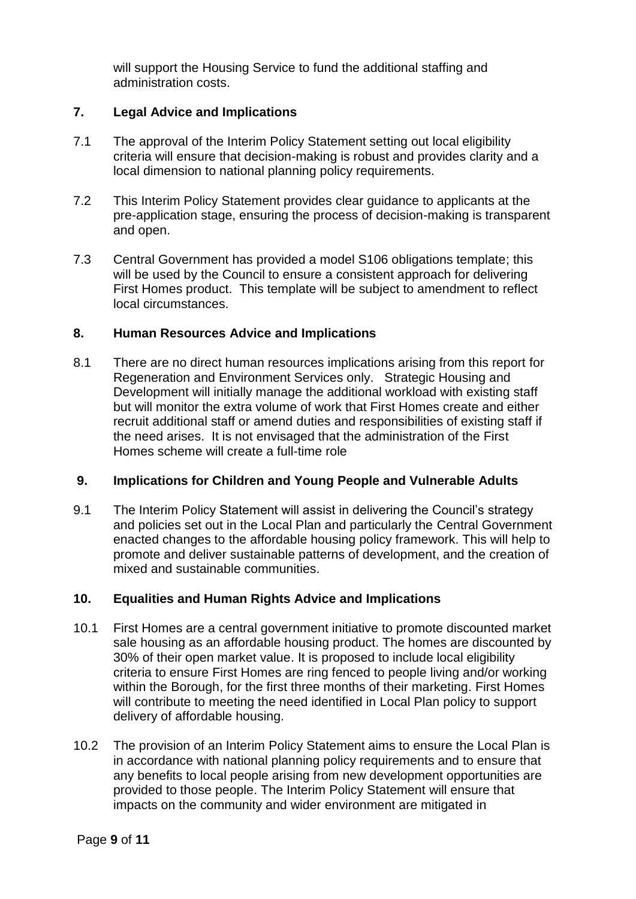will support the Housing Service to fund the additional staffing and administration costs.

## 7. Legal Advice and Implications

7.1 The approval of the Interim Policy Statement setting out local eligibility criteria will ensure that decision-making is robust and provides clarity and a local dimension to national planning policy requirements.

7.2 This Interim Policy Statement provides clear guidance to applicants at the pre-application stage, ensuring the process of decision-making is transparent and open.

7.3 Central Government has provided a model S106 obligations template; this will be used by the Council to ensure a consistent approach for delivering First Homes product. This template will be subject to amendment to reflect local circumstances.

## 8. Human Resources Advice and Implications

8.1 There are no direct human resources implications arising from this report for Regeneration and Environment Services only. Strategic Housing and Development will initially manage the additional workload with existing staff but will monitor the extra volume of work that First Homes create and either recruit additional staff or amend duties and responsibilities of existing staff if the need arises. It is not envisaged that the administration of the First Homes scheme will create a full-time role

## 9. Implications for Children and Young People and Vulnerable Adults

9.1 The Interim Policy Statement will assist in delivering the Council's strategy and policies set out in the Local Plan and particularly the Central Government enacted changes to the affordable housing policy framework. This will help to promote and deliver sustainable patterns of development, and the creation of mixed and sustainable communities.

## 10. Equalities and Human Rights Advice and Implications

10.1 First Homes are a central government initiative to promote discounted market sale housing as an affordable housing product. The homes are discounted by 30% of their open market value. It is proposed to include local eligibility criteria to ensure First Homes are ring fenced to people living and/or working within the Borough, for the first three months of their marketing. First Homes will contribute to meeting the need identified in Local Plan policy to support delivery of affordable housing.

10.2 The provision of an Interim Policy Statement aims to ensure the Local Plan is in accordance with national planning policy requirements and to ensure that any benefits to local people arising from new development opportunities are provided to those people. The Interim Policy Statement will ensure that impacts on the community and wider environment are mitigated in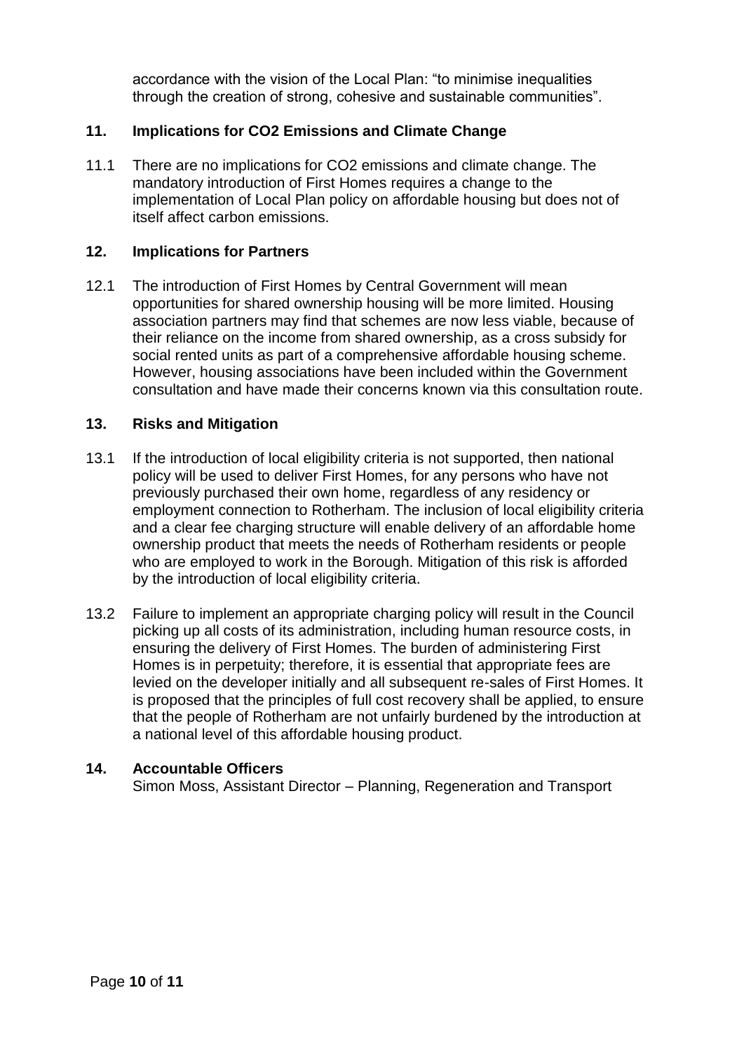accordance with the vision of the Local Plan: "to minimise inequalities through the creation of strong, cohesive and sustainable communities".

## 11. Implications for $CO_2$ Emissions and Climate Change

11.1 There are no implications for $CO_2$ emissions and climate change. The mandatory introduction of First Homes requires a change to the implementation of Local Plan policy on affordable housing but does not of itself affect carbon emissions.

## 12. Implications for Partners

12.1 The introduction of First Homes by Central Government will mean opportunities for shared ownership housing will be more limited. Housing association partners may find that schemes are now less viable, because of their reliance on the income from shared ownership, as a cross subsidy for social rented units as part of a comprehensive affordable housing scheme. However, housing associations have been included within the Government consultation and have made their concerns known via this consultation route.

## 13. Risks and Mitigation

13.1 If the introduction of local eligibility criteria is not supported, then national policy will be used to deliver First Homes, for any persons who have not previously purchased their own home, regardless of any residency or employment connection to Rotherham. The inclusion of local eligibility criteria and a clear fee charging structure will enable delivery of an affordable home ownership product that meets the needs of Rotherham residents or people who are employed to work in the Borough. Mitigation of this risk is afforded by the introduction of local eligibility criteria.

13.2 Failure to implement an appropriate charging policy will result in the Council picking up all costs of its administration, including human resource costs, in ensuring the delivery of First Homes. The burden of administering First Homes is in perpetuity; therefore, it is essential that appropriate fees are levied on the developer initially and all subsequent re-sales of First Homes. It is proposed that the principles of full cost recovery shall be applied, to ensure that the people of Rotherham are not unfairly burdened by the introduction at a national level of this affordable housing product.

## 14. Accountable Officers

Simon Moss, Assistant Director – Planning, Regeneration and Transport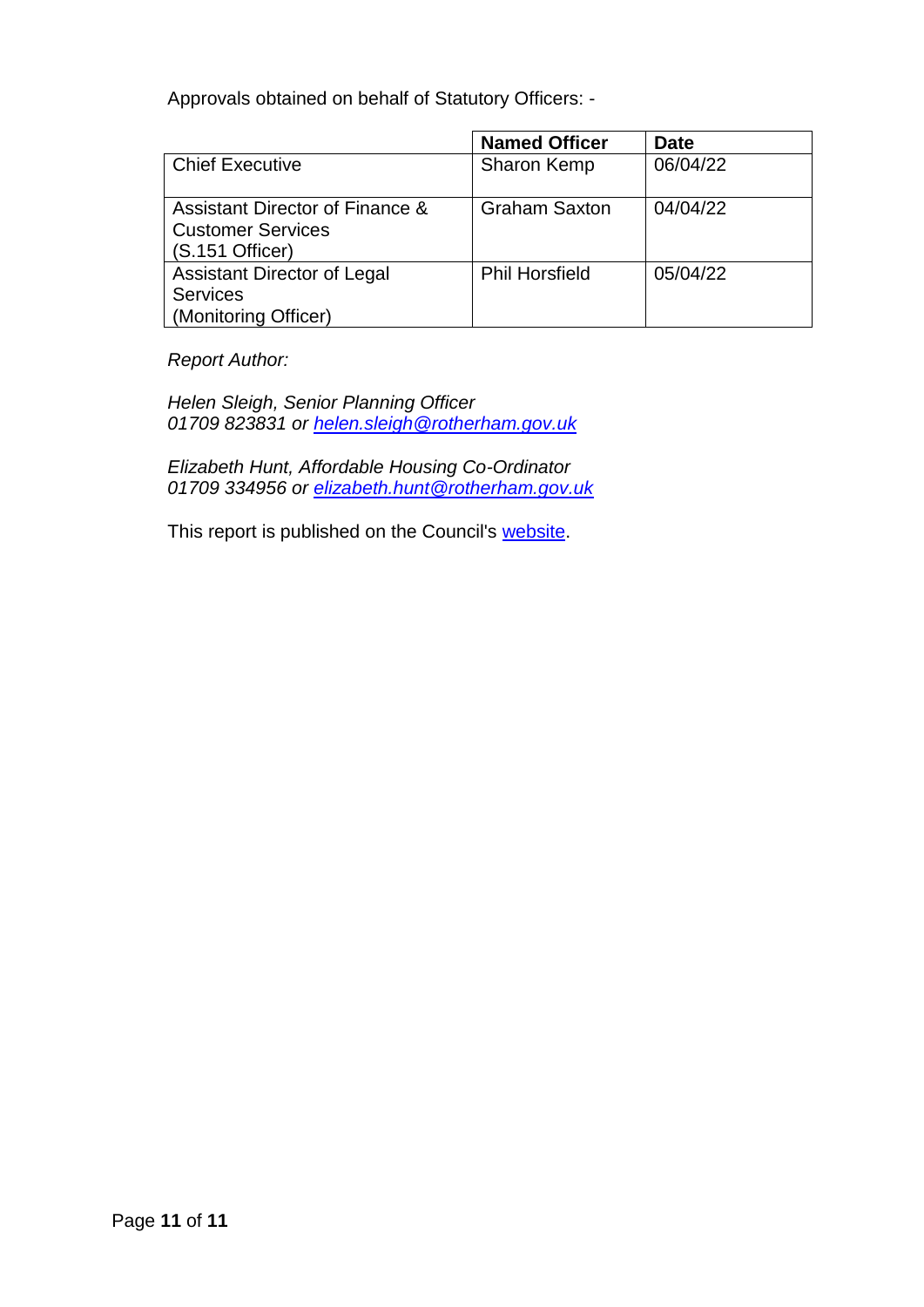Approvals obtained on behalf of Statutory Officers: -

| | Named Officer | Date |
|---|---|---|
| Chief Executive | Sharon Kemp | 06/04/22 |
| Assistant Director of Finance & Customer Services (S.151 Officer) | Graham Saxton | 04/04/22 |
| Assistant Director of Legal Services (Monitoring Officer) | Phil Horsfield | 05/04/22 |

*Report Author:*

*Helen Sleigh, Senior Planning Officer*
*01709 823831 or helen.sleigh@rotherham.gov.uk*

*Elizabeth Hunt, Affordable Housing Co-Ordinator*
*01709 334956 or elizabeth.hunt@rotherham.gov.uk*

This report is published on the Council's website.